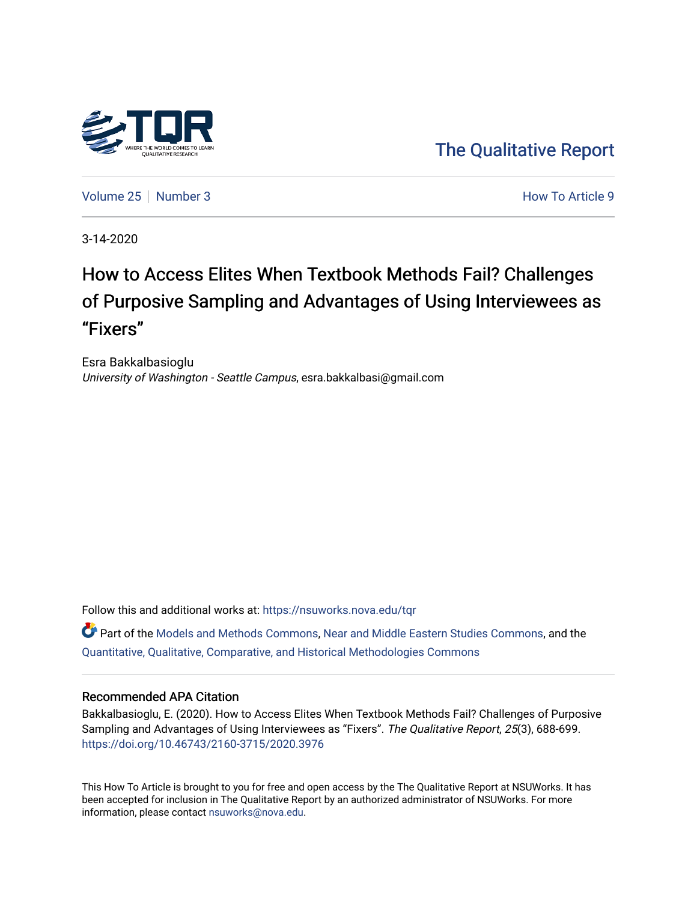The Qualitative Report

Volume 25 | Number 3 | How To Article 9

3-14-2020

# How to Access Elites When Textbook Methods Fail? Challenges of Purposive Sampling and Advantages of Using Interviewees as "Fixers"

Esra Bakkalbasioglu
*University of Washington - Seattle Campus*, esra.bakkalbasi@gmail.com

Follow this and additional works at: https://nsuworks.nova.edu/tqr

Part of the Models and Methods Commons, Near and Middle Eastern Studies Commons, and the Quantitative, Qualitative, Comparative, and Historical Methodologies Commons

## Recommended APA Citation

Bakkalbasioglu, E. (2020). How to Access Elites When Textbook Methods Fail? Challenges of Purposive Sampling and Advantages of Using Interviewees as "Fixers". *The Qualitative Report*, *25*(3), 688-699. https://doi.org/10.46743/2160-3715/2020.3976

This How To Article is brought to you for free and open access by the The Qualitative Report at NSUWorks. It has been accepted for inclusion in The Qualitative Report by an authorized administrator of NSUWorks. For more information, please contact nsuworks@nova.edu.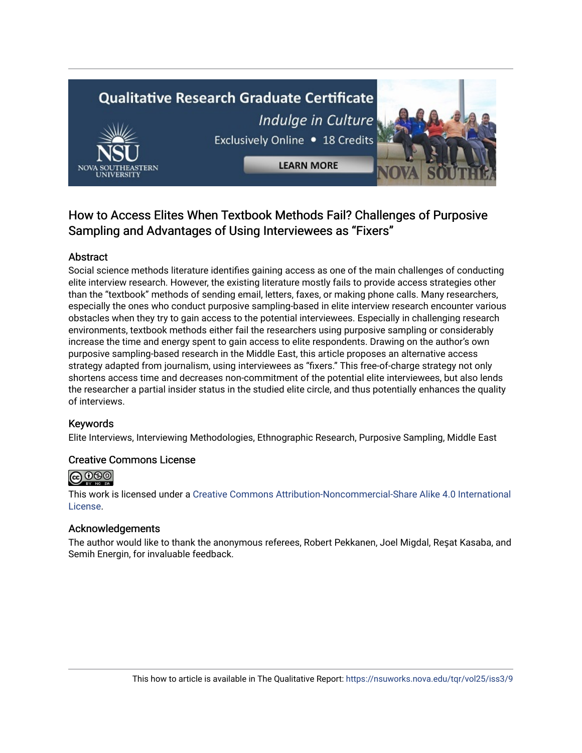# How to Access Elites When Textbook Methods Fail? Challenges of Purposive Sampling and Advantages of Using Interviewees as "Fixers"

## Abstract

Social science methods literature identifies gaining access as one of the main challenges of conducting elite interview research. However, the existing literature mostly fails to provide access strategies other than the "textbook" methods of sending email, letters, faxes, or making phone calls. Many researchers, especially the ones who conduct purposive sampling-based in elite interview research encounter various obstacles when they try to gain access to the potential interviewees. Especially in challenging research environments, textbook methods either fail the researchers using purposive sampling or considerably increase the time and energy spent to gain access to elite respondents. Drawing on the author's own purposive sampling-based research in the Middle East, this article proposes an alternative access strategy adapted from journalism, using interviewees as "fixers." This free-of-charge strategy not only shortens access time and decreases non-commitment of the potential elite interviewees, but also lends the researcher a partial insider status in the studied elite circle, and thus potentially enhances the quality of interviews.

## Keywords

Elite Interviews, Interviewing Methodologies, Ethnographic Research, Purposive Sampling, Middle East

## Creative Commons License

This work is licensed under a Creative Commons Attribution-Noncommercial-Share Alike 4.0 International License.

## Acknowledgements

The author would like to thank the anonymous referees, Robert Pekkanen, Joel Migdal, Reşat Kasaba, and Semih Energin, for invaluable feedback.

This how to article is available in The Qualitative Report: https://nsuworks.nova.edu/tqr/vol25/iss3/9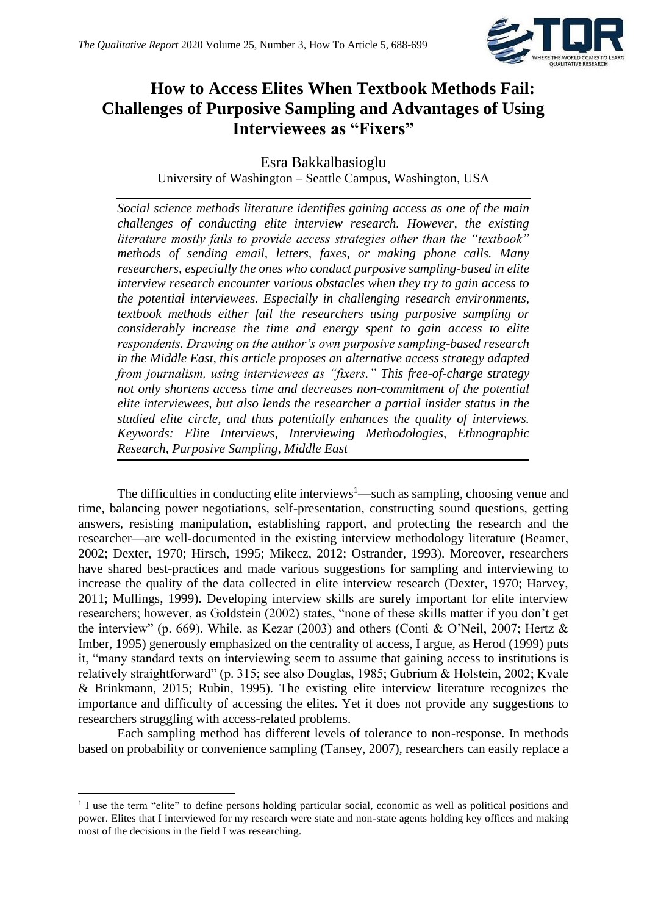# How to Access Elites When Textbook Methods Fail: Challenges of Purposive Sampling and Advantages of Using Interviewees as "Fixers"

Esra Bakkalbasioglu

University of Washington – Seattle Campus, Washington, USA

*Social science methods literature identifies gaining access as one of the main challenges of conducting elite interview research. However, the existing literature mostly fails to provide access strategies other than the "textbook" methods of sending email, letters, faxes, or making phone calls. Many researchers, especially the ones who conduct purposive sampling-based in elite interview research encounter various obstacles when they try to gain access to the potential interviewees. Especially in challenging research environments, textbook methods either fail the researchers using purposive sampling or considerably increase the time and energy spent to gain access to elite respondents. Drawing on the author's own purposive sampling-based research in the Middle East, this article proposes an alternative access strategy adapted from journalism, using interviewees as "fixers." This free-of-charge strategy not only shortens access time and decreases non-commitment of the potential elite interviewees, but also lends the researcher a partial insider status in the studied elite circle, and thus potentially enhances the quality of interviews. Keywords: Elite Interviews, Interviewing Methodologies, Ethnographic Research, Purposive Sampling, Middle East*

The difficulties in conducting elite interviews[1]—such as sampling, choosing venue and time, balancing power negotiations, self-presentation, constructing sound questions, getting answers, resisting manipulation, establishing rapport, and protecting the research and the researcher—are well-documented in the existing interview methodology literature (Beamer, 2002; Dexter, 1970; Hirsch, 1995; Mikecz, 2012; Ostrander, 1993). Moreover, researchers have shared best-practices and made various suggestions for sampling and interviewing to increase the quality of the data collected in elite interview research (Dexter, 1970; Harvey, 2011; Mullings, 1999). Developing interview skills are surely important for elite interview researchers; however, as Goldstein (2002) states, "none of these skills matter if you don't get the interview" (p. 669). While, as Kezar (2003) and others (Conti & O'Neil, 2007; Hertz & Imber, 1995) generously emphasized on the centrality of access, I argue, as Herod (1999) puts it, "many standard texts on interviewing seem to assume that gaining access to institutions is relatively straightforward" (p. 315; see also Douglas, 1985; Gubrium & Holstein, 2002; Kvale & Brinkmann, 2015; Rubin, 1995). The existing elite interview literature recognizes the importance and difficulty of accessing the elites. Yet it does not provide any suggestions to researchers struggling with access-related problems.

Each sampling method has different levels of tolerance to non-response. In methods based on probability or convenience sampling (Tansey, 2007), researchers can easily replace a

[1] I use the term "elite" to define persons holding particular social, economic as well as political positions and power. Elites that I interviewed for my research were state and non-state agents holding key offices and making most of the decisions in the field I was researching.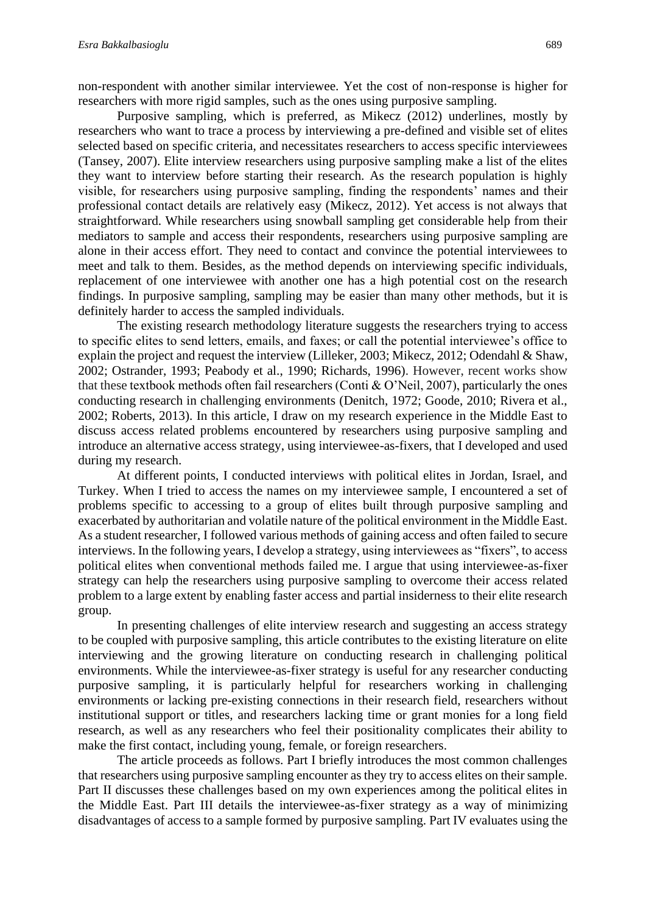non-respondent with another similar interviewee. Yet the cost of non-response is higher for researchers with more rigid samples, such as the ones using purposive sampling.

Purposive sampling, which is preferred, as Mikecz (2012) underlines, mostly by researchers who want to trace a process by interviewing a pre-defined and visible set of elites selected based on specific criteria, and necessitates researchers to access specific interviewees (Tansey, 2007). Elite interview researchers using purposive sampling make a list of the elites they want to interview before starting their research. As the research population is highly visible, for researchers using purposive sampling, finding the respondents' names and their professional contact details are relatively easy (Mikecz, 2012). Yet access is not always that straightforward. While researchers using snowball sampling get considerable help from their mediators to sample and access their respondents, researchers using purposive sampling are alone in their access effort. They need to contact and convince the potential interviewees to meet and talk to them. Besides, as the method depends on interviewing specific individuals, replacement of one interviewee with another one has a high potential cost on the research findings. In purposive sampling, sampling may be easier than many other methods, but it is definitely harder to access the sampled individuals.

The existing research methodology literature suggests the researchers trying to access to specific elites to send letters, emails, and faxes; or call the potential interviewee's office to explain the project and request the interview (Lilleker, 2003; Mikecz, 2012; Odendahl & Shaw, 2002; Ostrander, 1993; Peabody et al., 1990; Richards, 1996). However, recent works show that these textbook methods often fail researchers (Conti & O'Neil, 2007), particularly the ones conducting research in challenging environments (Denitch, 1972; Goode, 2010; Rivera et al., 2002; Roberts, 2013). In this article, I draw on my research experience in the Middle East to discuss access related problems encountered by researchers using purposive sampling and introduce an alternative access strategy, using interviewee-as-fixers, that I developed and used during my research.

At different points, I conducted interviews with political elites in Jordan, Israel, and Turkey. When I tried to access the names on my interviewee sample, I encountered a set of problems specific to accessing to a group of elites built through purposive sampling and exacerbated by authoritarian and volatile nature of the political environment in the Middle East. As a student researcher, I followed various methods of gaining access and often failed to secure interviews. In the following years, I develop a strategy, using interviewees as "fixers", to access political elites when conventional methods failed me. I argue that using interviewee-as-fixer strategy can help the researchers using purposive sampling to overcome their access related problem to a large extent by enabling faster access and partial insiderness to their elite research group.

In presenting challenges of elite interview research and suggesting an access strategy to be coupled with purposive sampling, this article contributes to the existing literature on elite interviewing and the growing literature on conducting research in challenging political environments. While the interviewee-as-fixer strategy is useful for any researcher conducting purposive sampling, it is particularly helpful for researchers working in challenging environments or lacking pre-existing connections in their research field, researchers without institutional support or titles, and researchers lacking time or grant monies for a long field research, as well as any researchers who feel their positionality complicates their ability to make the first contact, including young, female, or foreign researchers.

The article proceeds as follows. Part I briefly introduces the most common challenges that researchers using purposive sampling encounter as they try to access elites on their sample. Part II discusses these challenges based on my own experiences among the political elites in the Middle East. Part III details the interviewee-as-fixer strategy as a way of minimizing disadvantages of access to a sample formed by purposive sampling. Part IV evaluates using the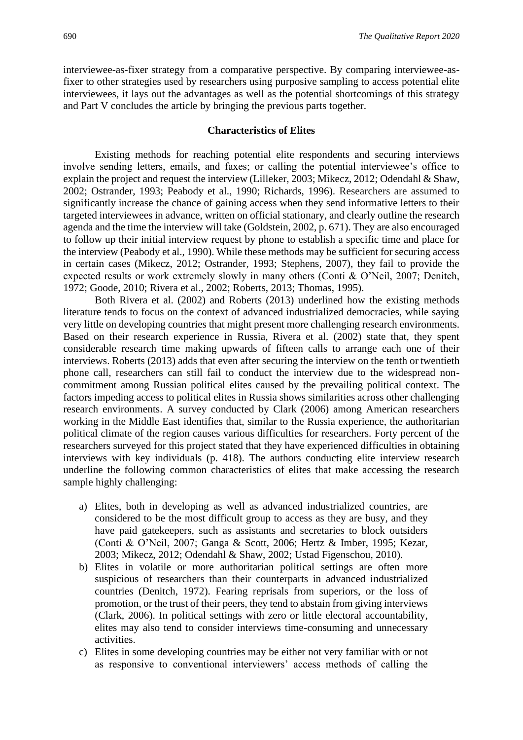interviewee-as-fixer strategy from a comparative perspective. By comparing interviewee-as-fixer to other strategies used by researchers using purposive sampling to access potential elite interviewees, it lays out the advantages as well as the potential shortcomings of this strategy and Part V concludes the article by bringing the previous parts together.

## Characteristics of Elites

Existing methods for reaching potential elite respondents and securing interviews involve sending letters, emails, and faxes; or calling the potential interviewee's office to explain the project and request the interview (Lilleker, 2003; Mikecz, 2012; Odendahl & Shaw, 2002; Ostrander, 1993; Peabody et al., 1990; Richards, 1996). Researchers are assumed to significantly increase the chance of gaining access when they send informative letters to their targeted interviewees in advance, written on official stationary, and clearly outline the research agenda and the time the interview will take (Goldstein, 2002, p. 671). They are also encouraged to follow up their initial interview request by phone to establish a specific time and place for the interview (Peabody et al., 1990). While these methods may be sufficient for securing access in certain cases (Mikecz, 2012; Ostrander, 1993; Stephens, 2007), they fail to provide the expected results or work extremely slowly in many others (Conti & O'Neil, 2007; Denitch, 1972; Goode, 2010; Rivera et al., 2002; Roberts, 2013; Thomas, 1995).

Both Rivera et al. (2002) and Roberts (2013) underlined how the existing methods literature tends to focus on the context of advanced industrialized democracies, while saying very little on developing countries that might present more challenging research environments. Based on their research experience in Russia, Rivera et al. (2002) state that, they spent considerable research time making upwards of fifteen calls to arrange each one of their interviews. Roberts (2013) adds that even after securing the interview on the tenth or twentieth phone call, researchers can still fail to conduct the interview due to the widespread non-commitment among Russian political elites caused by the prevailing political context. The factors impeding access to political elites in Russia shows similarities across other challenging research environments. A survey conducted by Clark (2006) among American researchers working in the Middle East identifies that, similar to the Russia experience, the authoritarian political climate of the region causes various difficulties for researchers. Forty percent of the researchers surveyed for this project stated that they have experienced difficulties in obtaining interviews with key individuals (p. 418). The authors conducting elite interview research underline the following common characteristics of elites that make accessing the research sample highly challenging:

a) Elites, both in developing as well as advanced industrialized countries, are considered to be the most difficult group to access as they are busy, and they have paid gatekeepers, such as assistants and secretaries to block outsiders (Conti & O'Neil, 2007; Ganga & Scott, 2006; Hertz & Imber, 1995; Kezar, 2003; Mikecz, 2012; Odendahl & Shaw, 2002; Ustad Figenschou, 2010).
b) Elites in volatile or more authoritarian political settings are often more suspicious of researchers than their counterparts in advanced industrialized countries (Denitch, 1972). Fearing reprisals from superiors, or the loss of promotion, or the trust of their peers, they tend to abstain from giving interviews (Clark, 2006). In political settings with zero or little electoral accountability, elites may also tend to consider interviews time-consuming and unnecessary activities.
c) Elites in some developing countries may be either not very familiar with or not as responsive to conventional interviewers' access methods of calling the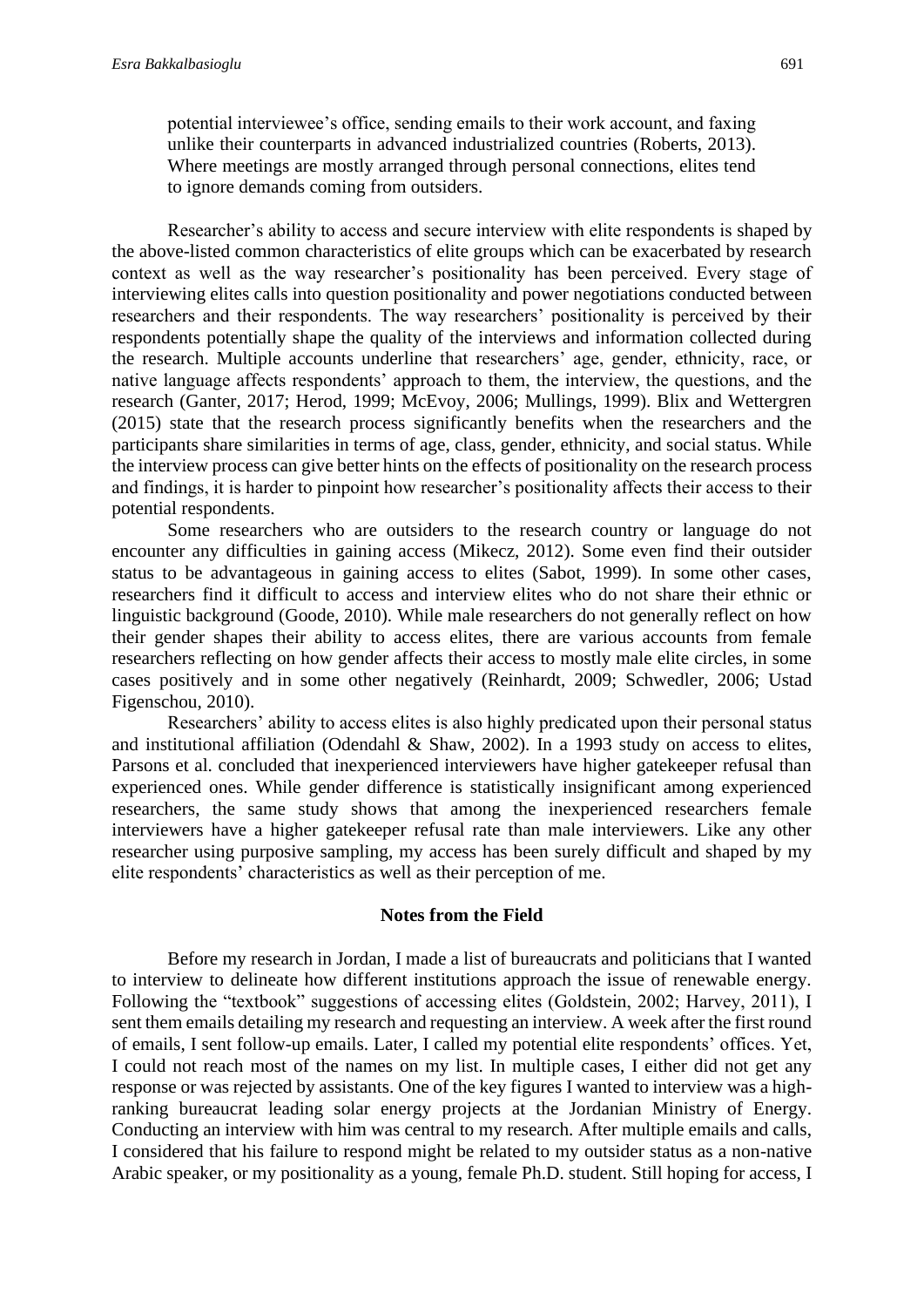potential interviewee's office, sending emails to their work account, and faxing unlike their counterparts in advanced industrialized countries (Roberts, 2013). Where meetings are mostly arranged through personal connections, elites tend to ignore demands coming from outsiders.

Researcher's ability to access and secure interview with elite respondents is shaped by the above-listed common characteristics of elite groups which can be exacerbated by research context as well as the way researcher's positionality has been perceived. Every stage of interviewing elites calls into question positionality and power negotiations conducted between researchers and their respondents. The way researchers' positionality is perceived by their respondents potentially shape the quality of the interviews and information collected during the research. Multiple accounts underline that researchers' age, gender, ethnicity, race, or native language affects respondents' approach to them, the interview, the questions, and the research (Ganter, 2017; Herod, 1999; McEvoy, 2006; Mullings, 1999). Blix and Wettergren (2015) state that the research process significantly benefits when the researchers and the participants share similarities in terms of age, class, gender, ethnicity, and social status. While the interview process can give better hints on the effects of positionality on the research process and findings, it is harder to pinpoint how researcher's positionality affects their access to their potential respondents.

Some researchers who are outsiders to the research country or language do not encounter any difficulties in gaining access (Mikecz, 2012). Some even find their outsider status to be advantageous in gaining access to elites (Sabot, 1999). In some other cases, researchers find it difficult to access and interview elites who do not share their ethnic or linguistic background (Goode, 2010). While male researchers do not generally reflect on how their gender shapes their ability to access elites, there are various accounts from female researchers reflecting on how gender affects their access to mostly male elite circles, in some cases positively and in some other negatively (Reinhardt, 2009; Schwedler, 2006; Ustad Figenschou, 2010).

Researchers' ability to access elites is also highly predicated upon their personal status and institutional affiliation (Odendahl & Shaw, 2002). In a 1993 study on access to elites, Parsons et al. concluded that inexperienced interviewers have higher gatekeeper refusal than experienced ones. While gender difference is statistically insignificant among experienced researchers, the same study shows that among the inexperienced researchers female interviewers have a higher gatekeeper refusal rate than male interviewers. Like any other researcher using purposive sampling, my access has been surely difficult and shaped by my elite respondents' characteristics as well as their perception of me.

## Notes from the Field

Before my research in Jordan, I made a list of bureaucrats and politicians that I wanted to interview to delineate how different institutions approach the issue of renewable energy. Following the "textbook" suggestions of accessing elites (Goldstein, 2002; Harvey, 2011), I sent them emails detailing my research and requesting an interview. A week after the first round of emails, I sent follow-up emails. Later, I called my potential elite respondents' offices. Yet, I could not reach most of the names on my list. In multiple cases, I either did not get any response or was rejected by assistants. One of the key figures I wanted to interview was a high-ranking bureaucrat leading solar energy projects at the Jordanian Ministry of Energy. Conducting an interview with him was central to my research. After multiple emails and calls, I considered that his failure to respond might be related to my outsider status as a non-native Arabic speaker, or my positionality as a young, female Ph.D. student. Still hoping for access, I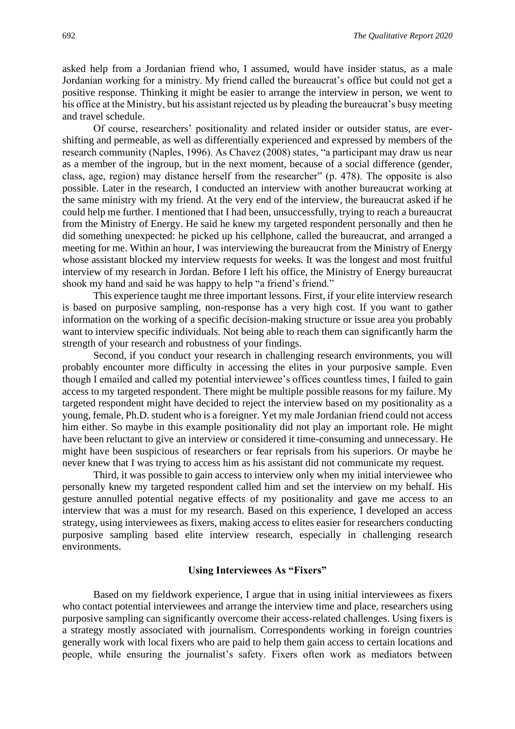asked help from a Jordanian friend who, I assumed, would have insider status, as a male Jordanian working for a ministry. My friend called the bureaucrat's office but could not get a positive response. Thinking it might be easier to arrange the interview in person, we went to his office at the Ministry, but his assistant rejected us by pleading the bureaucrat's busy meeting and travel schedule.

Of course, researchers' positionality and related insider or outsider status, are ever-shifting and permeable, as well as differentially experienced and expressed by members of the research community (Naples, 1996). As Chavez (2008) states, "a participant may draw us near as a member of the ingroup, but in the next moment, because of a social difference (gender, class, age, region) may distance herself from the researcher" (p. 478). The opposite is also possible. Later in the research, I conducted an interview with another bureaucrat working at the same ministry with my friend. At the very end of the interview, the bureaucrat asked if he could help me further. I mentioned that I had been, unsuccessfully, trying to reach a bureaucrat from the Ministry of Energy. He said he knew my targeted respondent personally and then he did something unexpected: he picked up his cellphone, called the bureaucrat, and arranged a meeting for me. Within an hour, I was interviewing the bureaucrat from the Ministry of Energy whose assistant blocked my interview requests for weeks. It was the longest and most fruitful interview of my research in Jordan. Before I left his office, the Ministry of Energy bureaucrat shook my hand and said he was happy to help "a friend's friend."

This experience taught me three important lessons. First, if your elite interview research is based on purposive sampling, non-response has a very high cost. If you want to gather information on the working of a specific decision-making structure or issue area you probably want to interview specific individuals. Not being able to reach them can significantly harm the strength of your research and robustness of your findings.

Second, if you conduct your research in challenging research environments, you will probably encounter more difficulty in accessing the elites in your purposive sample. Even though I emailed and called my potential interviewee's offices countless times, I failed to gain access to my targeted respondent. There might be multiple possible reasons for my failure. My targeted respondent might have decided to reject the interview based on my positionality as a young, female, Ph.D. student who is a foreigner. Yet my male Jordanian friend could not access him either. So maybe in this example positionality did not play an important role. He might have been reluctant to give an interview or considered it time-consuming and unnecessary. He might have been suspicious of researchers or fear reprisals from his superiors. Or maybe he never knew that I was trying to access him as his assistant did not communicate my request.

Third, it was possible to gain access to interview only when my initial interviewee who personally knew my targeted respondent called him and set the interview on my behalf. His gesture annulled potential negative effects of my positionality and gave me access to an interview that was a must for my research. Based on this experience, I developed an access strategy, using interviewees as fixers, making access to elites easier for researchers conducting purposive sampling based elite interview research, especially in challenging research environments.

## Using Interviewees As "Fixers"

Based on my fieldwork experience, I argue that in using initial interviewees as fixers who contact potential interviewees and arrange the interview time and place, researchers using purposive sampling can significantly overcome their access-related challenges. Using fixers is a strategy mostly associated with journalism. Correspondents working in foreign countries generally work with local fixers who are paid to help them gain access to certain locations and people, while ensuring the journalist's safety. Fixers often work as mediators between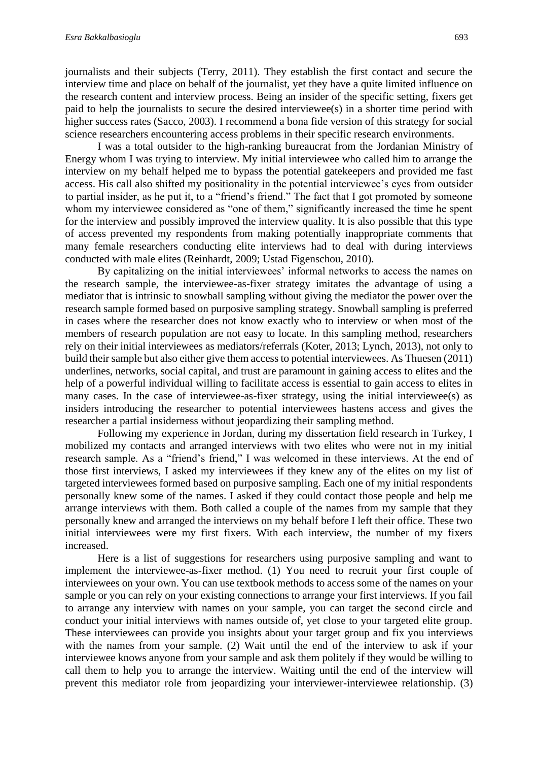journalists and their subjects (Terry, 2011). They establish the first contact and secure the interview time and place on behalf of the journalist, yet they have a quite limited influence on the research content and interview process. Being an insider of the specific setting, fixers get paid to help the journalists to secure the desired interviewee(s) in a shorter time period with higher success rates (Sacco, 2003). I recommend a bona fide version of this strategy for social science researchers encountering access problems in their specific research environments.

I was a total outsider to the high-ranking bureaucrat from the Jordanian Ministry of Energy whom I was trying to interview. My initial interviewee who called him to arrange the interview on my behalf helped me to bypass the potential gatekeepers and provided me fast access. His call also shifted my positionality in the potential interviewee's eyes from outsider to partial insider, as he put it, to a "friend's friend." The fact that I got promoted by someone whom my interviewee considered as "one of them," significantly increased the time he spent for the interview and possibly improved the interview quality. It is also possible that this type of access prevented my respondents from making potentially inappropriate comments that many female researchers conducting elite interviews had to deal with during interviews conducted with male elites (Reinhardt, 2009; Ustad Figenschou, 2010).

By capitalizing on the initial interviewees' informal networks to access the names on the research sample, the interviewee-as-fixer strategy imitates the advantage of using a mediator that is intrinsic to snowball sampling without giving the mediator the power over the research sample formed based on purposive sampling strategy. Snowball sampling is preferred in cases where the researcher does not know exactly who to interview or when most of the members of research population are not easy to locate. In this sampling method, researchers rely on their initial interviewees as mediators/referrals (Koter, 2013; Lynch, 2013), not only to build their sample but also either give them access to potential interviewees. As Thuesen (2011) underlines, networks, social capital, and trust are paramount in gaining access to elites and the help of a powerful individual willing to facilitate access is essential to gain access to elites in many cases. In the case of interviewee-as-fixer strategy, using the initial interviewee(s) as insiders introducing the researcher to potential interviewees hastens access and gives the researcher a partial insiderness without jeopardizing their sampling method.

Following my experience in Jordan, during my dissertation field research in Turkey, I mobilized my contacts and arranged interviews with two elites who were not in my initial research sample. As a "friend's friend," I was welcomed in these interviews. At the end of those first interviews, I asked my interviewees if they knew any of the elites on my list of targeted interviewees formed based on purposive sampling. Each one of my initial respondents personally knew some of the names. I asked if they could contact those people and help me arrange interviews with them. Both called a couple of the names from my sample that they personally knew and arranged the interviews on my behalf before I left their office. These two initial interviewees were my first fixers. With each interview, the number of my fixers increased.

Here is a list of suggestions for researchers using purposive sampling and want to implement the interviewee-as-fixer method. (1) You need to recruit your first couple of interviewees on your own. You can use textbook methods to access some of the names on your sample or you can rely on your existing connections to arrange your first interviews. If you fail to arrange any interview with names on your sample, you can target the second circle and conduct your initial interviews with names outside of, yet close to your targeted elite group. These interviewees can provide you insights about your target group and fix you interviews with the names from your sample. (2) Wait until the end of the interview to ask if your interviewee knows anyone from your sample and ask them politely if they would be willing to call them to help you to arrange the interview. Waiting until the end of the interview will prevent this mediator role from jeopardizing your interviewer-interviewee relationship. (3)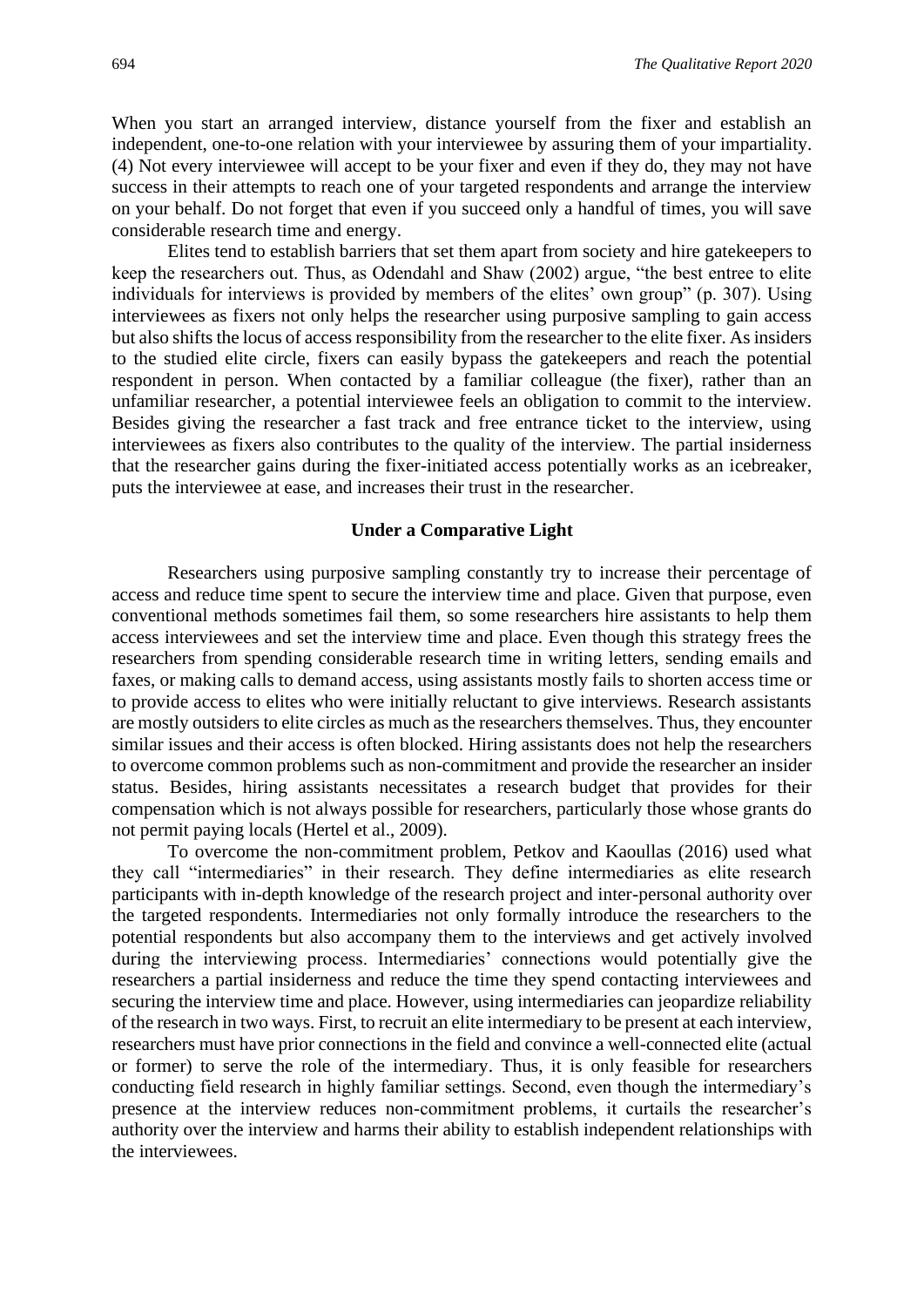When you start an arranged interview, distance yourself from the fixer and establish an independent, one-to-one relation with your interviewee by assuring them of your impartiality. (4) Not every interviewee will accept to be your fixer and even if they do, they may not have success in their attempts to reach one of your targeted respondents and arrange the interview on your behalf. Do not forget that even if you succeed only a handful of times, you will save considerable research time and energy.

Elites tend to establish barriers that set them apart from society and hire gatekeepers to keep the researchers out. Thus, as Odendahl and Shaw (2002) argue, "the best entree to elite individuals for interviews is provided by members of the elites' own group" (p. 307). Using interviewees as fixers not only helps the researcher using purposive sampling to gain access but also shifts the locus of access responsibility from the researcher to the elite fixer. As insiders to the studied elite circle, fixers can easily bypass the gatekeepers and reach the potential respondent in person. When contacted by a familiar colleague (the fixer), rather than an unfamiliar researcher, a potential interviewee feels an obligation to commit to the interview. Besides giving the researcher a fast track and free entrance ticket to the interview, using interviewees as fixers also contributes to the quality of the interview. The partial insiderness that the researcher gains during the fixer-initiated access potentially works as an icebreaker, puts the interviewee at ease, and increases their trust in the researcher.

## Under a Comparative Light

Researchers using purposive sampling constantly try to increase their percentage of access and reduce time spent to secure the interview time and place. Given that purpose, even conventional methods sometimes fail them, so some researchers hire assistants to help them access interviewees and set the interview time and place. Even though this strategy frees the researchers from spending considerable research time in writing letters, sending emails and faxes, or making calls to demand access, using assistants mostly fails to shorten access time or to provide access to elites who were initially reluctant to give interviews. Research assistants are mostly outsiders to elite circles as much as the researchers themselves. Thus, they encounter similar issues and their access is often blocked. Hiring assistants does not help the researchers to overcome common problems such as non-commitment and provide the researcher an insider status. Besides, hiring assistants necessitates a research budget that provides for their compensation which is not always possible for researchers, particularly those whose grants do not permit paying locals (Hertel et al., 2009).

To overcome the non-commitment problem, Petkov and Kaoullas (2016) used what they call "intermediaries" in their research. They define intermediaries as elite research participants with in-depth knowledge of the research project and inter-personal authority over the targeted respondents. Intermediaries not only formally introduce the researchers to the potential respondents but also accompany them to the interviews and get actively involved during the interviewing process. Intermediaries' connections would potentially give the researchers a partial insiderness and reduce the time they spend contacting interviewees and securing the interview time and place. However, using intermediaries can jeopardize reliability of the research in two ways. First, to recruit an elite intermediary to be present at each interview, researchers must have prior connections in the field and convince a well-connected elite (actual or former) to serve the role of the intermediary. Thus, it is only feasible for researchers conducting field research in highly familiar settings. Second, even though the intermediary's presence at the interview reduces non-commitment problems, it curtails the researcher's authority over the interview and harms their ability to establish independent relationships with the interviewees.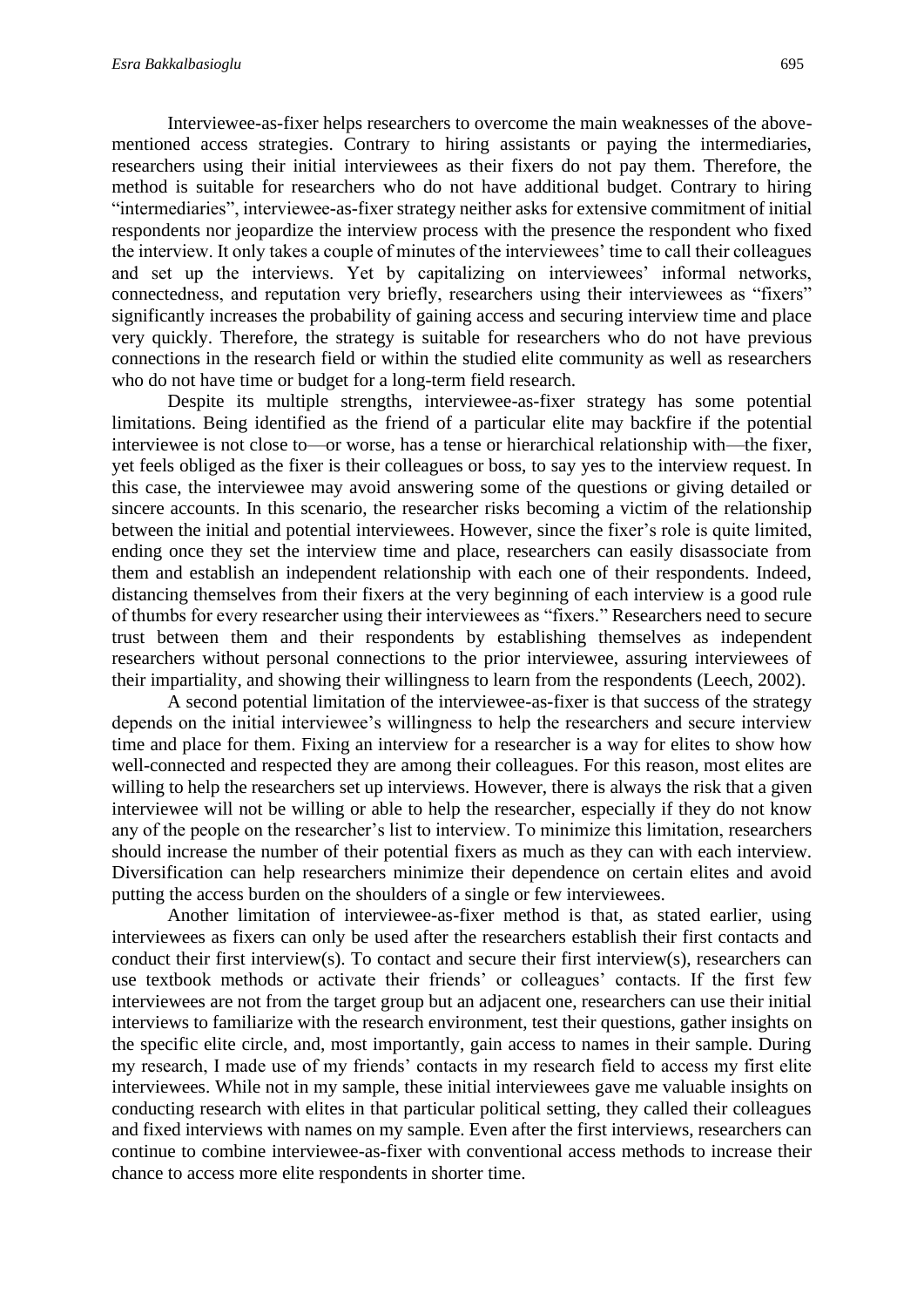Interviewee-as-fixer helps researchers to overcome the main weaknesses of the above-mentioned access strategies. Contrary to hiring assistants or paying the intermediaries, researchers using their initial interviewees as their fixers do not pay them. Therefore, the method is suitable for researchers who do not have additional budget. Contrary to hiring "intermediaries", interviewee-as-fixer strategy neither asks for extensive commitment of initial respondents nor jeopardize the interview process with the presence the respondent who fixed the interview. It only takes a couple of minutes of the interviewees' time to call their colleagues and set up the interviews. Yet by capitalizing on interviewees' informal networks, connectedness, and reputation very briefly, researchers using their interviewees as "fixers" significantly increases the probability of gaining access and securing interview time and place very quickly. Therefore, the strategy is suitable for researchers who do not have previous connections in the research field or within the studied elite community as well as researchers who do not have time or budget for a long-term field research.

Despite its multiple strengths, interviewee-as-fixer strategy has some potential limitations. Being identified as the friend of a particular elite may backfire if the potential interviewee is not close to—or worse, has a tense or hierarchical relationship with—the fixer, yet feels obliged as the fixer is their colleagues or boss, to say yes to the interview request. In this case, the interviewee may avoid answering some of the questions or giving detailed or sincere accounts. In this scenario, the researcher risks becoming a victim of the relationship between the initial and potential interviewees. However, since the fixer's role is quite limited, ending once they set the interview time and place, researchers can easily disassociate from them and establish an independent relationship with each one of their respondents. Indeed, distancing themselves from their fixers at the very beginning of each interview is a good rule of thumbs for every researcher using their interviewees as "fixers." Researchers need to secure trust between them and their respondents by establishing themselves as independent researchers without personal connections to the prior interviewee, assuring interviewees of their impartiality, and showing their willingness to learn from the respondents (Leech, 2002).

A second potential limitation of the interviewee-as-fixer is that success of the strategy depends on the initial interviewee's willingness to help the researchers and secure interview time and place for them. Fixing an interview for a researcher is a way for elites to show how well-connected and respected they are among their colleagues. For this reason, most elites are willing to help the researchers set up interviews. However, there is always the risk that a given interviewee will not be willing or able to help the researcher, especially if they do not know any of the people on the researcher's list to interview. To minimize this limitation, researchers should increase the number of their potential fixers as much as they can with each interview. Diversification can help researchers minimize their dependence on certain elites and avoid putting the access burden on the shoulders of a single or few interviewees.

Another limitation of interviewee-as-fixer method is that, as stated earlier, using interviewees as fixers can only be used after the researchers establish their first contacts and conduct their first interview(s). To contact and secure their first interview(s), researchers can use textbook methods or activate their friends' or colleagues' contacts. If the first few interviewees are not from the target group but an adjacent one, researchers can use their initial interviews to familiarize with the research environment, test their questions, gather insights on the specific elite circle, and, most importantly, gain access to names in their sample. During my research, I made use of my friends' contacts in my research field to access my first elite interviewees. While not in my sample, these initial interviewees gave me valuable insights on conducting research with elites in that particular political setting, they called their colleagues and fixed interviews with names on my sample. Even after the first interviews, researchers can continue to combine interviewee-as-fixer with conventional access methods to increase their chance to access more elite respondents in shorter time.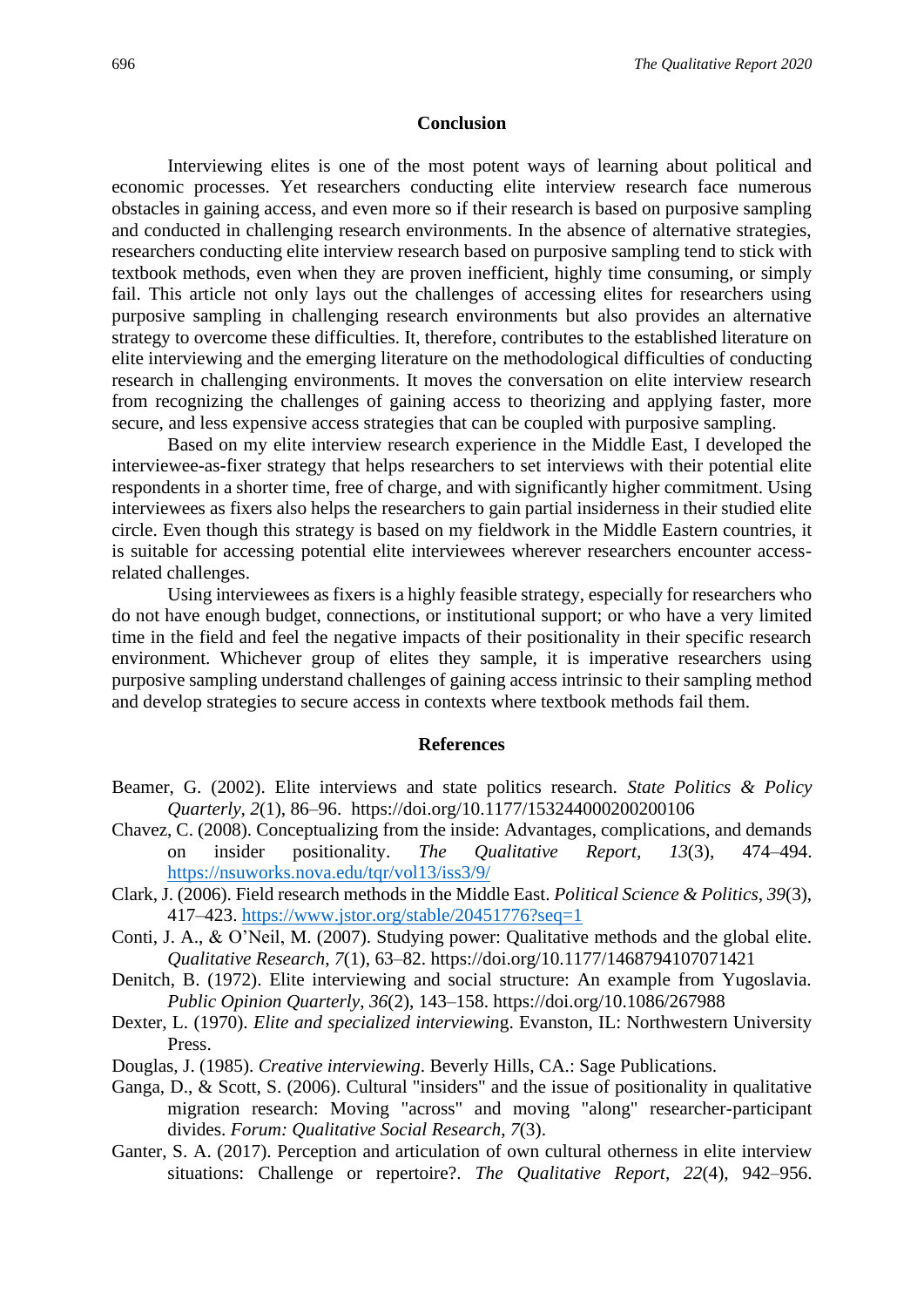## Conclusion

Interviewing elites is one of the most potent ways of learning about political and economic processes. Yet researchers conducting elite interview research face numerous obstacles in gaining access, and even more so if their research is based on purposive sampling and conducted in challenging research environments. In the absence of alternative strategies, researchers conducting elite interview research based on purposive sampling tend to stick with textbook methods, even when they are proven inefficient, highly time consuming, or simply fail. This article not only lays out the challenges of accessing elites for researchers using purposive sampling in challenging research environments but also provides an alternative strategy to overcome these difficulties. It, therefore, contributes to the established literature on elite interviewing and the emerging literature on the methodological difficulties of conducting research in challenging environments. It moves the conversation on elite interview research from recognizing the challenges of gaining access to theorizing and applying faster, more secure, and less expensive access strategies that can be coupled with purposive sampling.

Based on my elite interview research experience in the Middle East, I developed the interviewee-as-fixer strategy that helps researchers to set interviews with their potential elite respondents in a shorter time, free of charge, and with significantly higher commitment. Using interviewees as fixers also helps the researchers to gain partial insiderness in their studied elite circle. Even though this strategy is based on my fieldwork in the Middle Eastern countries, it is suitable for accessing potential elite interviewees wherever researchers encounter access-related challenges.

Using interviewees as fixers is a highly feasible strategy, especially for researchers who do not have enough budget, connections, or institutional support; or who have a very limited time in the field and feel the negative impacts of their positionality in their specific research environment. Whichever group of elites they sample, it is imperative researchers using purposive sampling understand challenges of gaining access intrinsic to their sampling method and develop strategies to secure access in contexts where textbook methods fail them.

## References

Beamer, G. (2002). Elite interviews and state politics research. *State Politics & Policy Quarterly*, *2*(1), 86–96. https://doi.org/10.1177/153244000200200106

Chavez, C. (2008). Conceptualizing from the inside: Advantages, complications, and demands on insider positionality. *The Qualitative Report, 13*(3), 474–494. https://nsuworks.nova.edu/tqr/vol13/iss3/9/

Clark, J. (2006). Field research methods in the Middle East. *Political Science & Politics*, *39*(3), 417–423. https://www.jstor.org/stable/20451776?seq=1

Conti, J. A., & O'Neil, M. (2007). Studying power: Qualitative methods and the global elite. *Qualitative Research*, *7*(1), 63–82. https://doi.org/10.1177/1468794107071421

Denitch, B. (1972). Elite interviewing and social structure: An example from Yugoslavia. *Public Opinion Quarterly*, *36*(2), 143–158. https://doi.org/10.1086/267988

Dexter, L. (1970). *Elite and specialized interviewing*. Evanston, IL: Northwestern University Press.

Douglas, J. (1985). *Creative interviewing*. Beverly Hills, CA.: Sage Publications.

Ganga, D., & Scott, S. (2006). Cultural "insiders" and the issue of positionality in qualitative migration research: Moving "across" and moving "along" researcher-participant divides. *Forum: Qualitative Social Research*, *7*(3).

Ganter, S. A. (2017). Perception and articulation of own cultural otherness in elite interview situations: Challenge or repertoire?. *The Qualitative Report*, *22*(4), 942–956.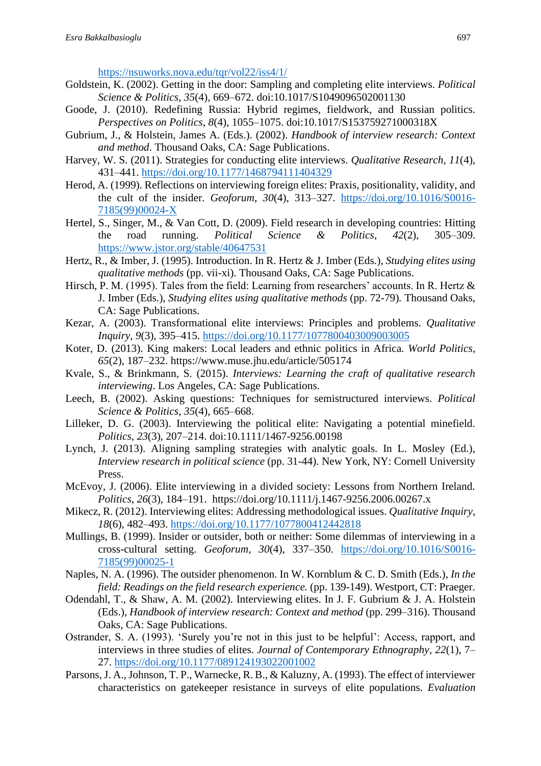https://nsuworks.nova.edu/tqr/vol22/iss4/1/

Goldstein, K. (2002). Getting in the door: Sampling and completing elite interviews. *Political Science & Politics*, *35*(4), 669–672. doi:10.1017/S1049096502001130

Goode, J. (2010). Redefining Russia: Hybrid regimes, fieldwork, and Russian politics. *Perspectives on Politics*, *8*(4), 1055–1075. doi:10.1017/S153759271000318X

Gubrium, J., & Holstein, James A. (Eds.). (2002). *Handbook of interview research: Context and method*. Thousand Oaks, CA: Sage Publications.

Harvey, W. S. (2011). Strategies for conducting elite interviews. *Qualitative Research*, *11*(4), 431–441. https://doi.org/10.1177/1468794111404329

Herod, A. (1999). Reflections on interviewing foreign elites: Praxis, positionality, validity, and the cult of the insider. *Geoforum*, *30*(4), 313–327. https://doi.org/10.1016/S0016-7185(99)00024-X

Hertel, S., Singer, M., & Van Cott, D. (2009). Field research in developing countries: Hitting the road running. *Political Science & Politics*, *42*(2), 305–309. https://www.jstor.org/stable/40647531

Hertz, R., & Imber, J. (1995). Introduction. In R. Hertz & J. Imber (Eds.), *Studying elites using qualitative methods* (pp. vii-xi). Thousand Oaks, CA: Sage Publications.

Hirsch, P. M. (1995). Tales from the field: Learning from researchers' accounts. In R. Hertz & J. Imber (Eds.), *Studying elites using qualitative methods* (pp. 72-79). Thousand Oaks, CA: Sage Publications.

Kezar, A. (2003). Transformational elite interviews: Principles and problems. *Qualitative Inquiry*, *9*(3), 395–415. https://doi.org/10.1177/1077800403009003005

Koter, D. (2013). King makers: Local leaders and ethnic politics in Africa. *World Politics*, *65*(2), 187–232. https://www.muse.jhu.edu/article/505174

Kvale, S., & Brinkmann, S. (2015). *Interviews: Learning the craft of qualitative research interviewing*. Los Angeles, CA: Sage Publications.

Leech, B. (2002). Asking questions: Techniques for semistructured interviews. *Political Science & Politics*, *35*(4), 665–668.

Lilleker, D. G. (2003). Interviewing the political elite: Navigating a potential minefield. *Politics*, *23*(3), 207–214. doi:10.1111/1467-9256.00198

Lynch, J. (2013). Aligning sampling strategies with analytic goals. In L. Mosley (Ed.), *Interview research in political science* (pp. 31-44). New York, NY: Cornell University Press.

McEvoy, J. (2006). Elite interviewing in a divided society: Lessons from Northern Ireland. *Politics*, *26*(3), 184–191. https://doi.org/10.1111/j.1467-9256.2006.00267.x

Mikecz, R. (2012). Interviewing elites: Addressing methodological issues. *Qualitative Inquiry*, *18*(6), 482–493. https://doi.org/10.1177/1077800412442818

Mullings, B. (1999). Insider or outsider, both or neither: Some dilemmas of interviewing in a cross-cultural setting. *Geoforum*, *30*(4), 337–350. https://doi.org/10.1016/S0016-7185(99)00025-1

Naples, N. A. (1996). The outsider phenomenon. In W. Kornblum & C. D. Smith (Eds.), *In the field: Readings on the field research experience.* (pp. 139-149). Westport, CT: Praeger.

Odendahl, T., & Shaw, A. M. (2002). Interviewing elites. In J. F. Gubrium & J. A. Holstein (Eds.), *Handbook of interview research: Context and method* (pp. 299–316). Thousand Oaks, CA: Sage Publications.

Ostrander, S. A. (1993). 'Surely you're not in this just to be helpful': Access, rapport, and interviews in three studies of elites. *Journal of Contemporary Ethnography*, *22*(1), 7–27. https://doi.org/10.1177/089124193022001002

Parsons, J. A., Johnson, T. P., Warnecke, R. B., & Kaluzny, A. (1993). The effect of interviewer characteristics on gatekeeper resistance in surveys of elite populations. *Evaluation*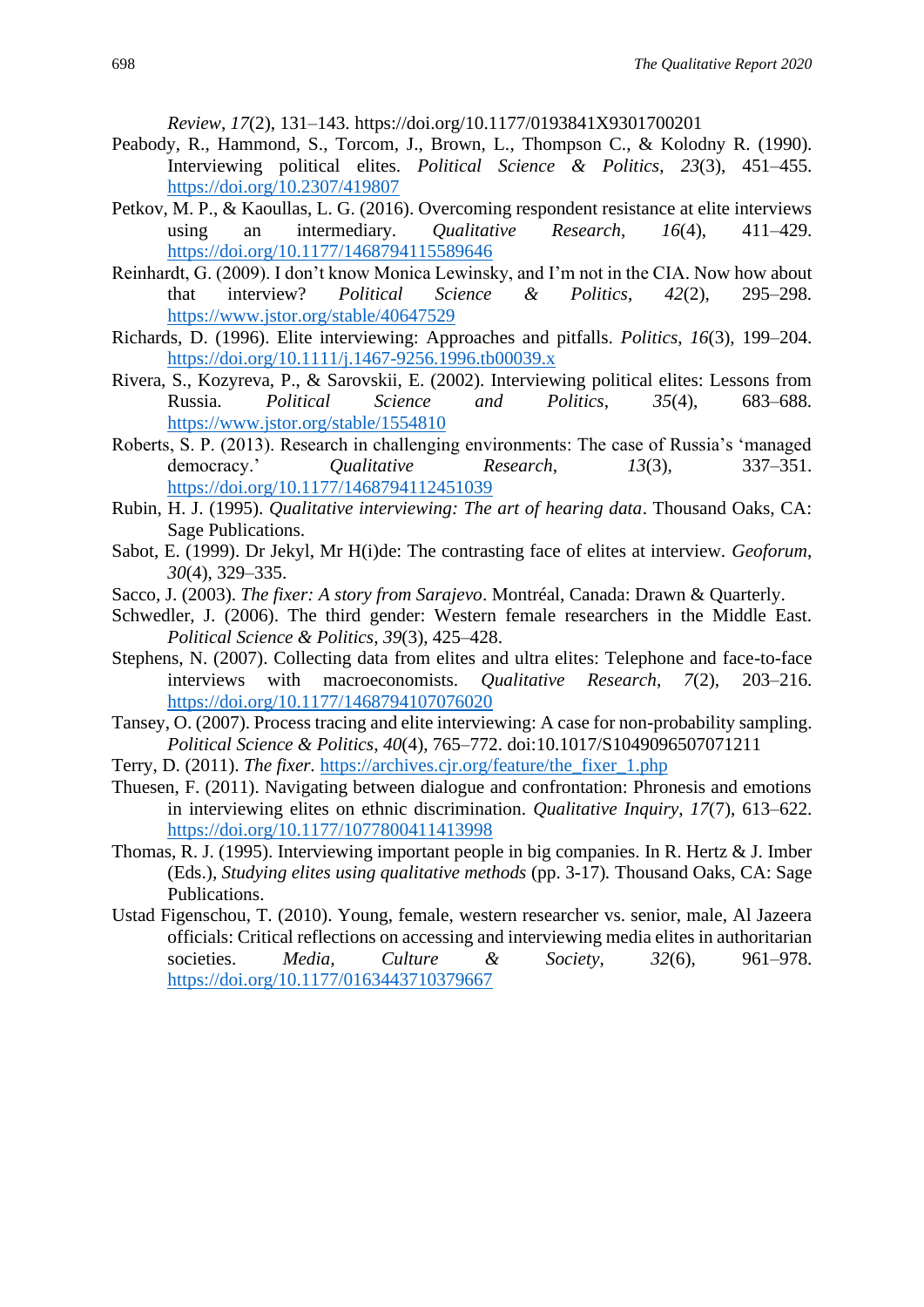*Review*, *17*(2), 131–143. https://doi.org/10.1177/0193841X9301700201

Peabody, R., Hammond, S., Torcom, J., Brown, L., Thompson C., & Kolodny R. (1990). Interviewing political elites. *Political Science & Politics*, *23*(3), 451–455. https://doi.org/10.2307/419807

Petkov, M. P., & Kaoullas, L. G. (2016). Overcoming respondent resistance at elite interviews using an intermediary. *Qualitative Research*, *16*(4), 411–429. https://doi.org/10.1177/1468794115589646

Reinhardt, G. (2009). I don't know Monica Lewinsky, and I'm not in the CIA. Now how about that interview? *Political Science & Politics*, *42*(2), 295–298. https://www.jstor.org/stable/40647529

Richards, D. (1996). Elite interviewing: Approaches and pitfalls. *Politics*, *16*(3), 199–204. https://doi.org/10.1111/j.1467-9256.1996.tb00039.x

Rivera, S., Kozyreva, P., & Sarovskii, E. (2002). Interviewing political elites: Lessons from Russia. *Political Science and Politics*, *35*(4), 683–688. https://www.jstor.org/stable/1554810

Roberts, S. P. (2013). Research in challenging environments: The case of Russia's 'managed democracy.' *Qualitative Research*, *13*(3), 337–351. https://doi.org/10.1177/1468794112451039

Rubin, H. J. (1995). *Qualitative interviewing: The art of hearing data*. Thousand Oaks, CA: Sage Publications.

Sabot, E. (1999). Dr Jekyl, Mr H(i)de: The contrasting face of elites at interview. *Geoforum*, *30*(4), 329–335.

Sacco, J. (2003). *The fixer: A story from Sarajevo*. Montréal, Canada: Drawn & Quarterly.

Schwedler, J. (2006). The third gender: Western female researchers in the Middle East. *Political Science & Politics*, *39*(3), 425–428.

Stephens, N. (2007). Collecting data from elites and ultra elites: Telephone and face-to-face interviews with macroeconomists. *Qualitative Research*, *7*(2), 203–216. https://doi.org/10.1177/1468794107076020

Tansey, O. (2007). Process tracing and elite interviewing: A case for non-probability sampling. *Political Science & Politics*, *40*(4), 765–772. doi:10.1017/S1049096507071211

Terry, D. (2011). *The fixer*. https://archives.cjr.org/feature/the_fixer_1.php

Thuesen, F. (2011). Navigating between dialogue and confrontation: Phronesis and emotions in interviewing elites on ethnic discrimination. *Qualitative Inquiry*, *17*(7), 613–622. https://doi.org/10.1177/1077800411413998

Thomas, R. J. (1995). Interviewing important people in big companies. In R. Hertz & J. Imber (Eds.), *Studying elites using qualitative methods* (pp. 3-17). Thousand Oaks, CA: Sage Publications.

Ustad Figenschou, T. (2010). Young, female, western researcher vs. senior, male, Al Jazeera officials: Critical reflections on accessing and interviewing media elites in authoritarian societies. *Media, Culture & Society*, *32*(6), 961–978. https://doi.org/10.1177/0163443710379667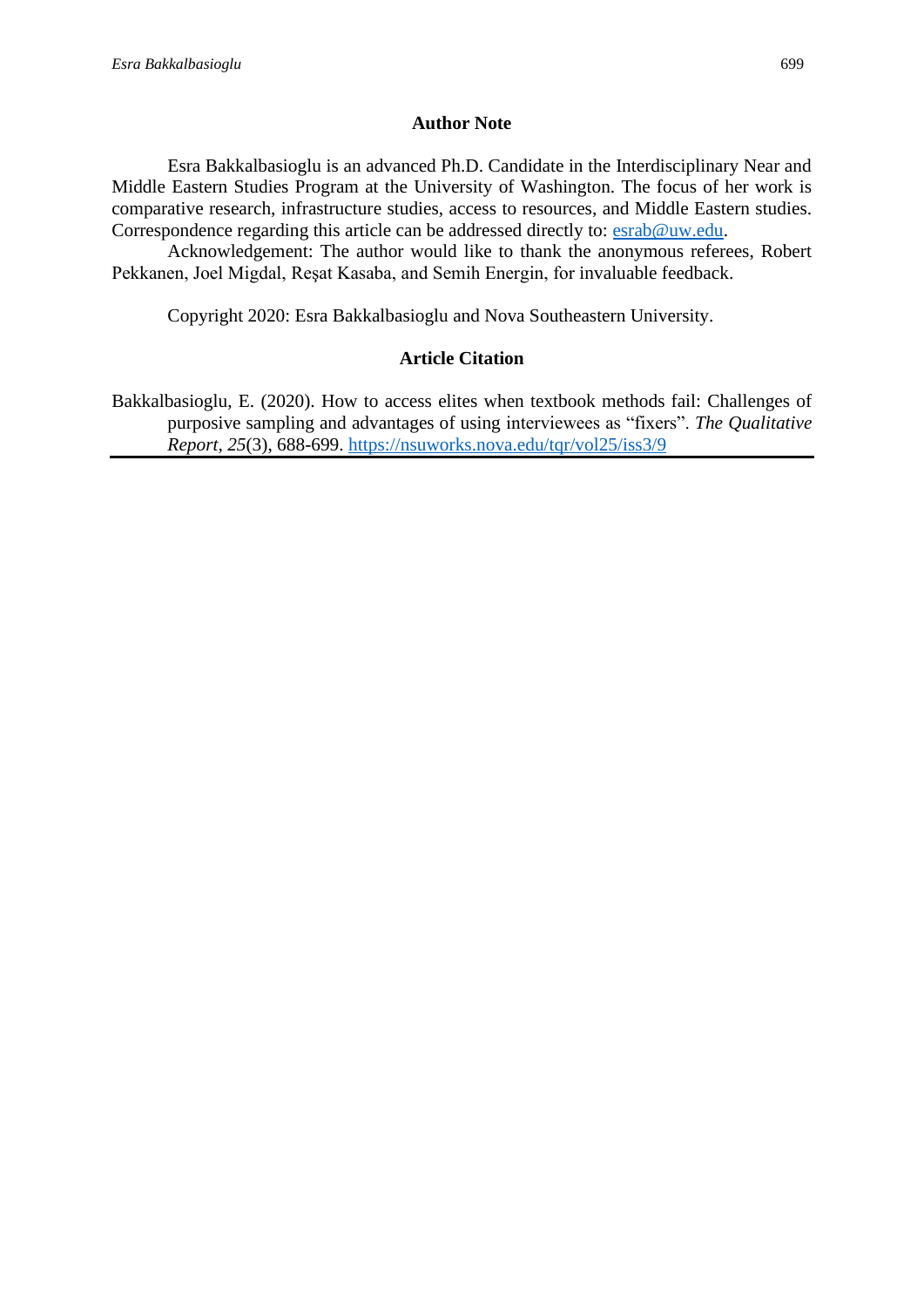## Author Note

Esra Bakkalbasioglu is an advanced Ph.D. Candidate in the Interdisciplinary Near and Middle Eastern Studies Program at the University of Washington. The focus of her work is comparative research, infrastructure studies, access to resources, and Middle Eastern studies. Correspondence regarding this article can be addressed directly to: esrab@uw.edu.

Acknowledgement: The author would like to thank the anonymous referees, Robert Pekkanen, Joel Migdal, Reşat Kasaba, and Semih Energin, for invaluable feedback.

Copyright 2020: Esra Bakkalbasioglu and Nova Southeastern University.

## Article Citation

Bakkalbasioglu, E. (2020). How to access elites when textbook methods fail: Challenges of purposive sampling and advantages of using interviewees as "fixers". *The Qualitative Report*, *25*(3), 688-699. https://nsuworks.nova.edu/tqr/vol25/iss3/9